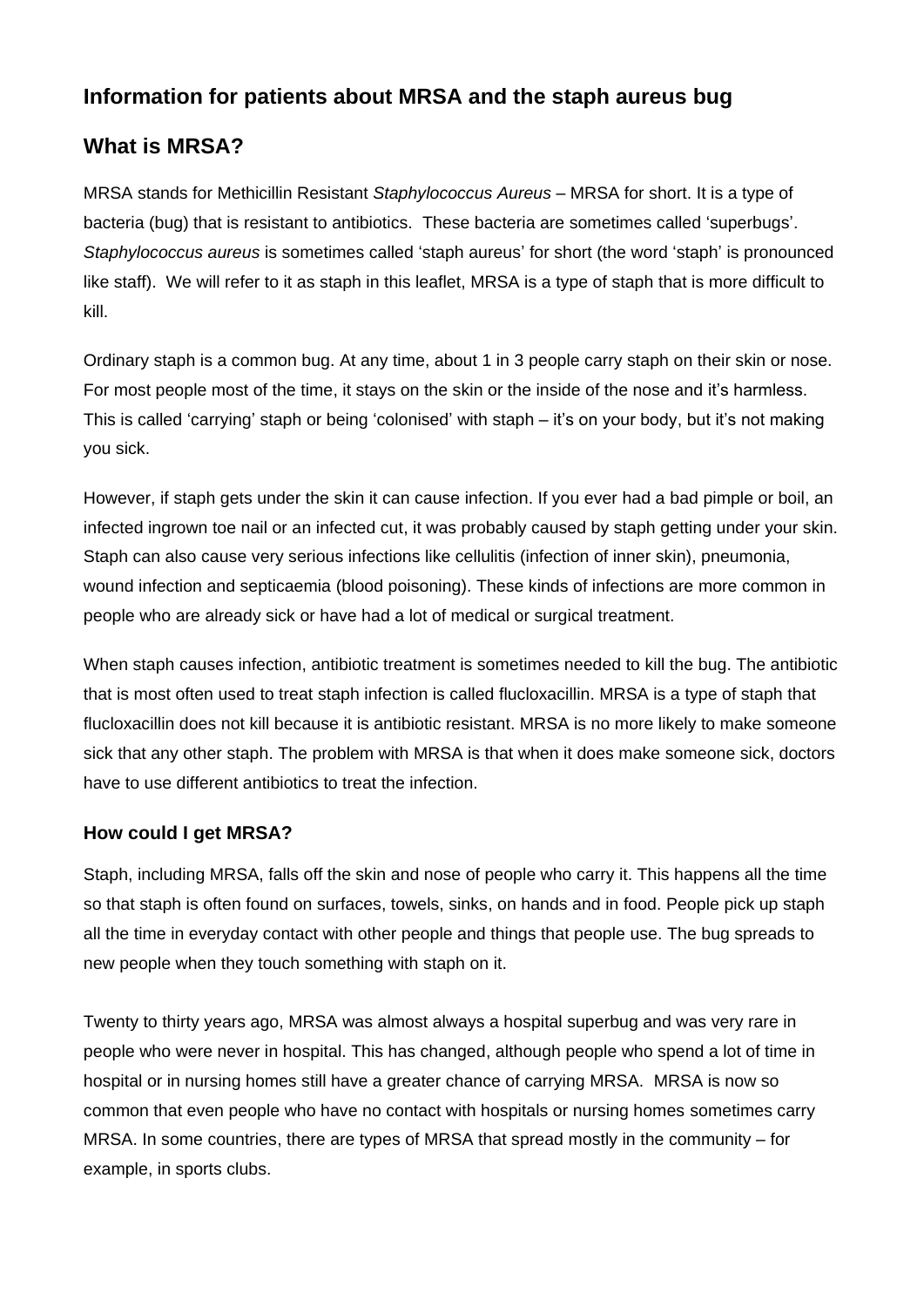## Information for patients about MRSA and the staph aureus bug

## What is MRSA?

MRSA stands for Methicillin Resistant *Staphylococcus Aureus* – MRSA for short. It is a type of bacteria (bug) that is resistant to antibiotics. These bacteria are sometimes called 'superbugs'. *Staphylococcus aureus* is sometimes called 'staph aureus' for short (the word 'staph' is pronounced like staff). We will refer to it as staph in this leaflet, MRSA is a type of staph that is more difficult to kill.

Ordinary staph is a common bug. At any time, about 1 in 3 people carry staph on their skin or nose. For most people most of the time, it stays on the skin or the inside of the nose and it's harmless. This is called 'carrying' staph or being 'colonised' with staph – it's on your body, but it's not making you sick.

However, if staph gets under the skin it can cause infection. If you ever had a bad pimple or boil, an infected ingrown toe nail or an infected cut, it was probably caused by staph getting under your skin. Staph can also cause very serious infections like cellulitis (infection of inner skin), pneumonia, wound infection and septicaemia (blood poisoning). These kinds of infections are more common in people who are already sick or have had a lot of medical or surgical treatment.

When staph causes infection, antibiotic treatment is sometimes needed to kill the bug. The antibiotic that is most often used to treat staph infection is called flucloxacillin. MRSA is a type of staph that flucloxacillin does not kill because it is antibiotic resistant. MRSA is no more likely to make someone sick that any other staph. The problem with MRSA is that when it does make someone sick, doctors have to use different antibiotics to treat the infection.

### How could I get MRSA?

Staph, including MRSA, falls off the skin and nose of people who carry it. This happens all the time so that staph is often found on surfaces, towels, sinks, on hands and in food. People pick up staph all the time in everyday contact with other people and things that people use. The bug spreads to new people when they touch something with staph on it.

Twenty to thirty years ago, MRSA was almost always a hospital superbug and was very rare in people who were never in hospital. This has changed, although people who spend a lot of time in hospital or in nursing homes still have a greater chance of carrying MRSA. MRSA is now so common that even people who have no contact with hospitals or nursing homes sometimes carry MRSA. In some countries, there are types of MRSA that spread mostly in the community – for example, in sports clubs.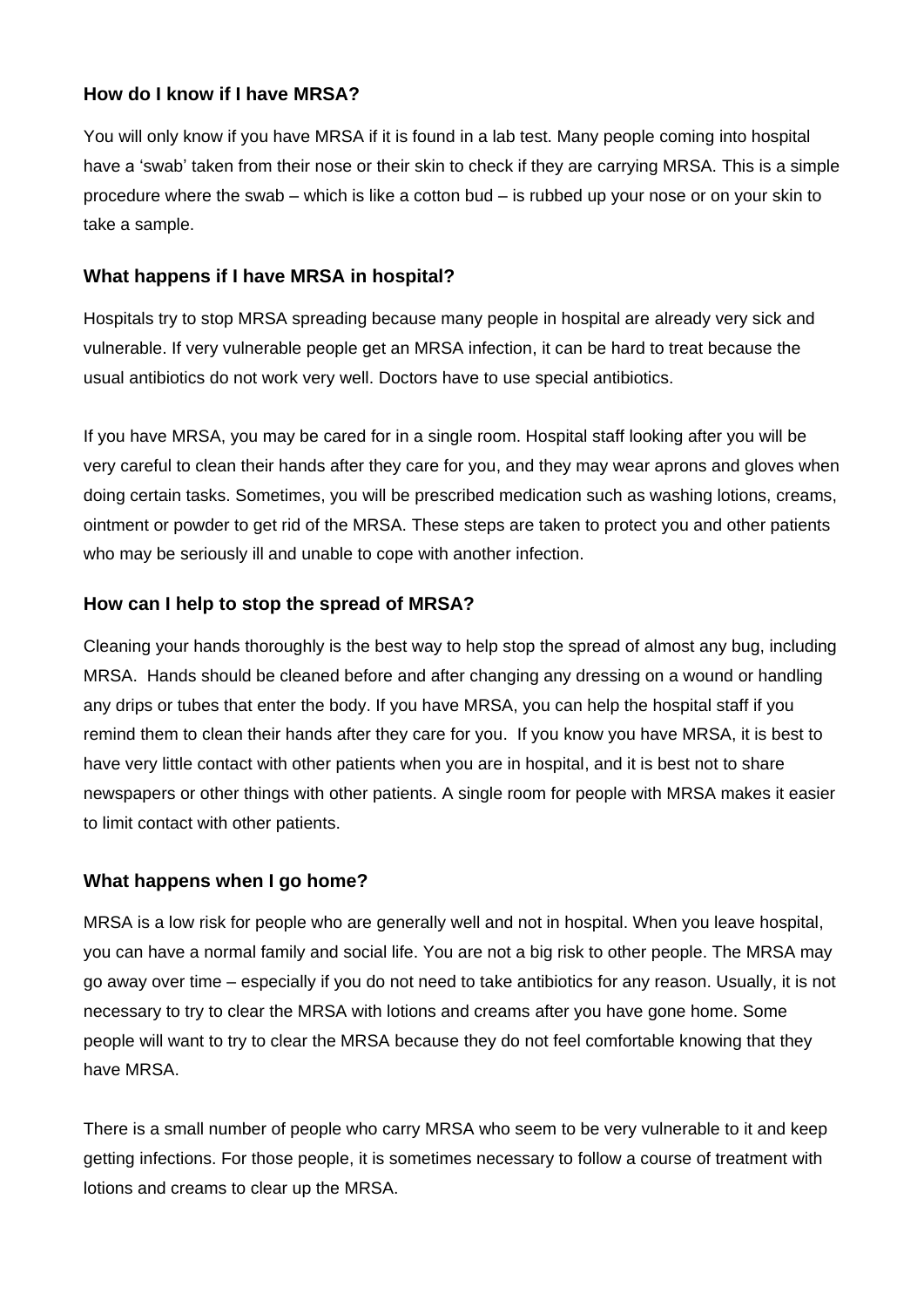### How do I know if I have MRSA?

You will only know if you have MRSA if it is found in a lab test. Many people coming into hospital have a 'swab' taken from their nose or their skin to check if they are carrying MRSA. This is a simple procedure where the swab – which is like a cotton bud – is rubbed up your nose or on your skin to take a sample.

### What happens if I have MRSA in hospital?

Hospitals try to stop MRSA spreading because many people in hospital are already very sick and vulnerable. If very vulnerable people get an MRSA infection, it can be hard to treat because the usual antibiotics do not work very well. Doctors have to use special antibiotics.

If you have MRSA, you may be cared for in a single room. Hospital staff looking after you will be very careful to clean their hands after they care for you, and they may wear aprons and gloves when doing certain tasks. Sometimes, you will be prescribed medication such as washing lotions, creams, ointment or powder to get rid of the MRSA. These steps are taken to protect you and other patients who may be seriously ill and unable to cope with another infection.

### How can I help to stop the spread of MRSA?

Cleaning your hands thoroughly is the best way to help stop the spread of almost any bug, including MRSA. Hands should be cleaned before and after changing any dressing on a wound or handling any drips or tubes that enter the body. If you have MRSA, you can help the hospital staff if you remind them to clean their hands after they care for you. If you know you have MRSA, it is best to have very little contact with other patients when you are in hospital, and it is best not to share newspapers or other things with other patients. A single room for people with MRSA makes it easier to limit contact with other patients.

### What happens when I go home?

MRSA is a low risk for people who are generally well and not in hospital. When you leave hospital, you can have a normal family and social life. You are not a big risk to other people. The MRSA may go away over time – especially if you do not need to take antibiotics for any reason. Usually, it is not necessary to try to clear the MRSA with lotions and creams after you have gone home. Some people will want to try to clear the MRSA because they do not feel comfortable knowing that they have MRSA.

There is a small number of people who carry MRSA who seem to be very vulnerable to it and keep getting infections. For those people, it is sometimes necessary to follow a course of treatment with lotions and creams to clear up the MRSA.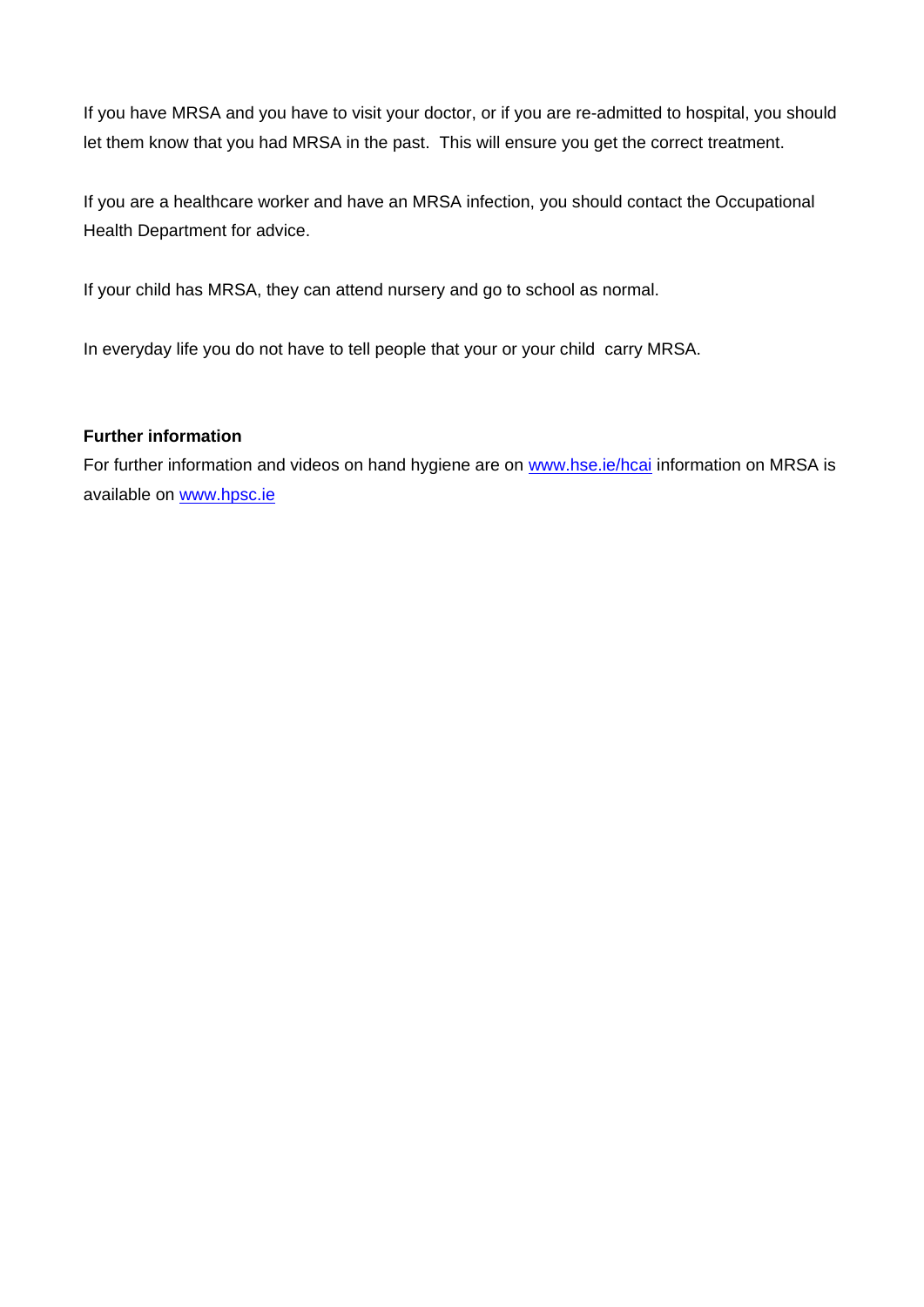If you have MRSA and you have to visit your doctor, or if you are re-admitted to hospital, you should let them know that you had MRSA in the past. This will ensure you get the correct treatment.

If you are a healthcare worker and have an MRSA infection, you should contact the Occupational Health Department for advice.

If your child has MRSA, they can attend nursery and go to school as normal.

In everyday life you do not have to tell people that your or your child carry MRSA.

**Further information**

For further information and videos on hand hygiene are on [www.hse.ie/hcai](http://www.hse.ie/hcai) information on MRSA is available on [www.hpsc.ie](http://www.hpsc.ie)